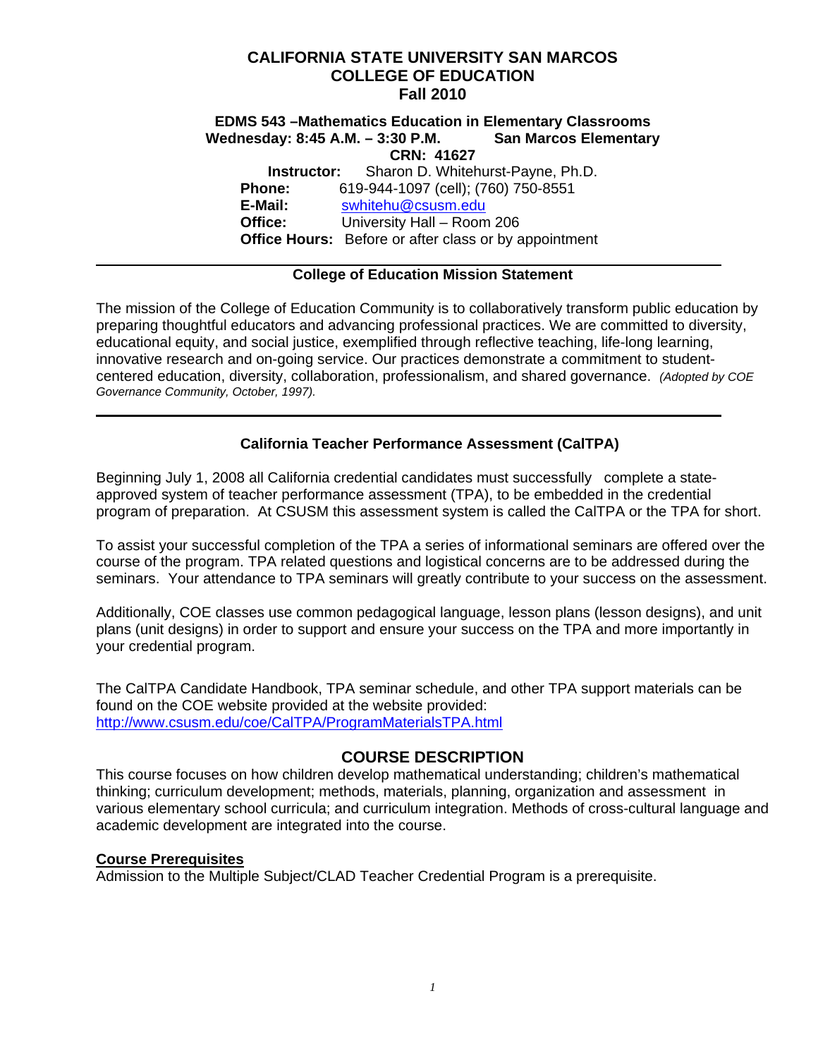# CALIFORNIA STATE UNIVERSITY SAN MARCOS
# COLLEGE OF EDUCATION
# Fall 2010

**EDMS 543 –Mathematics Education in Elementary Classrooms**
**Wednesday: 8:45 A.M. – 3:30 P.M.** **San Marcos Elementary**
**CRN: 41627**

**Instructor:** Sharon D. Whitehurst-Payne, Ph.D.
**Phone:** 619-944-1097 (cell); (760) 750-8551
**E-Mail:** swhitehu@csusm.edu
**Office:** University Hall – Room 206
**Office Hours:** Before or after class or by appointment

---

## College of Education Mission Statement

The mission of the College of Education Community is to collaboratively transform public education by preparing thoughtful educators and advancing professional practices. We are committed to diversity, educational equity, and social justice, exemplified through reflective teaching, life-long learning, innovative research and on-going service. Our practices demonstrate a commitment to student-centered education, diversity, collaboration, professionalism, and shared governance. *(Adopted by COE Governance Community, October, 1997).*

---

## California Teacher Performance Assessment (CalTPA)

Beginning July 1, 2008 all California credential candidates must successfully complete a state-approved system of teacher performance assessment (TPA), to be embedded in the credential program of preparation. At CSUSM this assessment system is called the CalTPA or the TPA for short.

To assist your successful completion of the TPA a series of informational seminars are offered over the course of the program. TPA related questions and logistical concerns are to be addressed during the seminars. Your attendance to TPA seminars will greatly contribute to your success on the assessment.

Additionally, COE classes use common pedagogical language, lesson plans (lesson designs), and unit plans (unit designs) in order to support and ensure your success on the TPA and more importantly in your credential program.

The CalTPA Candidate Handbook, TPA seminar schedule, and other TPA support materials can be found on the COE website provided at the website provided: http://www.csusm.edu/coe/CalTPA/ProgramMaterialsTPA.html

## COURSE DESCRIPTION

This course focuses on how children develop mathematical understanding; children's mathematical thinking; curriculum development; methods, materials, planning, organization and assessment in various elementary school curricula; and curriculum integration. Methods of cross-cultural language and academic development are integrated into the course.

### Course Prerequisites

Admission to the Multiple Subject/CLAD Teacher Credential Program is a prerequisite.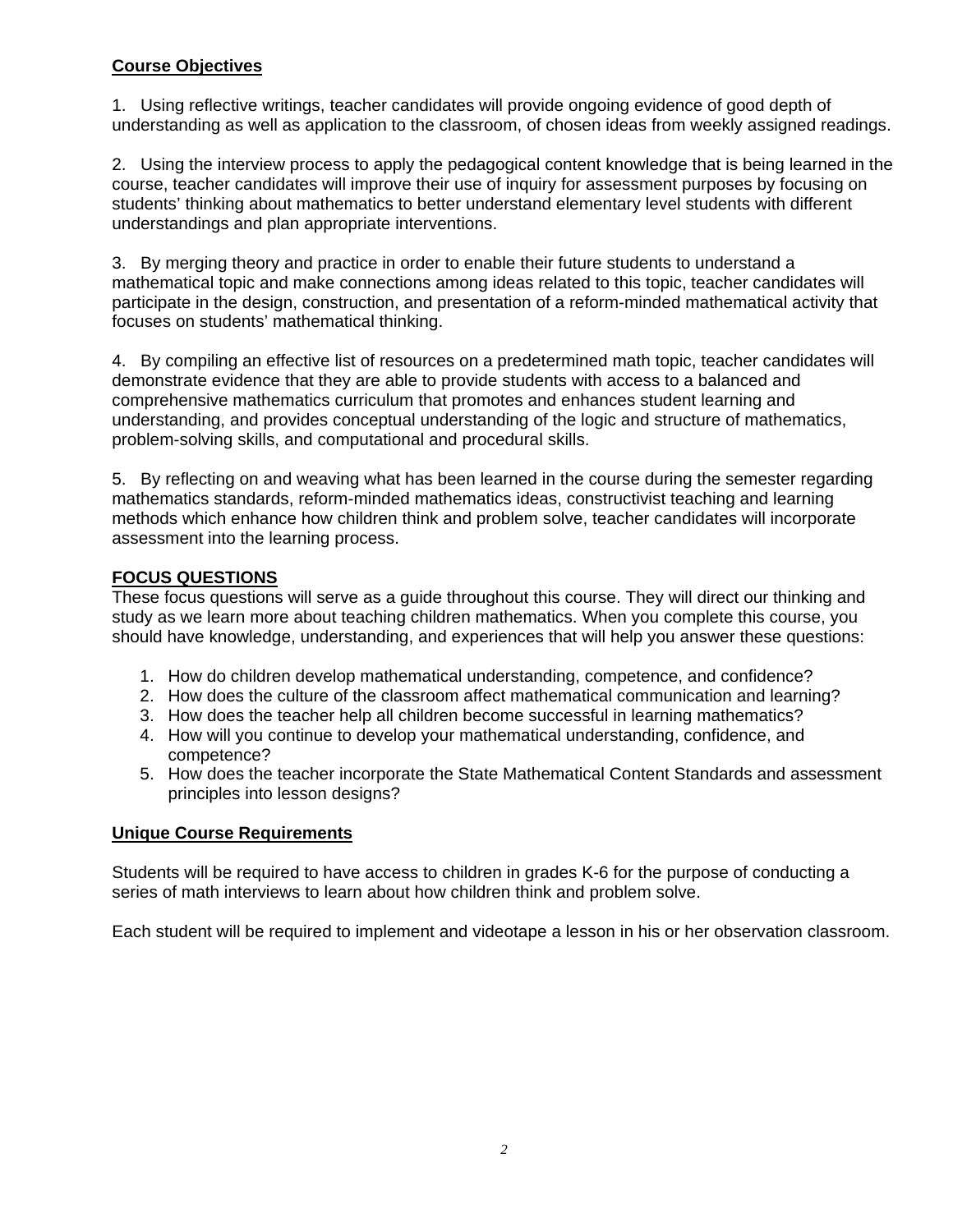## Course Objectives

1. Using reflective writings, teacher candidates will provide ongoing evidence of good depth of understanding as well as application to the classroom, of chosen ideas from weekly assigned readings.

2. Using the interview process to apply the pedagogical content knowledge that is being learned in the course, teacher candidates will improve their use of inquiry for assessment purposes by focusing on students' thinking about mathematics to better understand elementary level students with different understandings and plan appropriate interventions.

3. By merging theory and practice in order to enable their future students to understand a mathematical topic and make connections among ideas related to this topic, teacher candidates will participate in the design, construction, and presentation of a reform-minded mathematical activity that focuses on students' mathematical thinking.

4. By compiling an effective list of resources on a predetermined math topic, teacher candidates will demonstrate evidence that they are able to provide students with access to a balanced and comprehensive mathematics curriculum that promotes and enhances student learning and understanding, and provides conceptual understanding of the logic and structure of mathematics, problem-solving skills, and computational and procedural skills.

5. By reflecting on and weaving what has been learned in the course during the semester regarding mathematics standards, reform-minded mathematics ideas, constructivist teaching and learning methods which enhance how children think and problem solve, teacher candidates will incorporate assessment into the learning process.

## FOCUS QUESTIONS

These focus questions will serve as a guide throughout this course. They will direct our thinking and study as we learn more about teaching children mathematics. When you complete this course, you should have knowledge, understanding, and experiences that will help you answer these questions:

1. How do children develop mathematical understanding, competence, and confidence?
2. How does the culture of the classroom affect mathematical communication and learning?
3. How does the teacher help all children become successful in learning mathematics?
4. How will you continue to develop your mathematical understanding, confidence, and competence?
5. How does the teacher incorporate the State Mathematical Content Standards and assessment principles into lesson designs?

## Unique Course Requirements

Students will be required to have access to children in grades K-6 for the purpose of conducting a series of math interviews to learn about how children think and problem solve.

Each student will be required to implement and videotape a lesson in his or her observation classroom.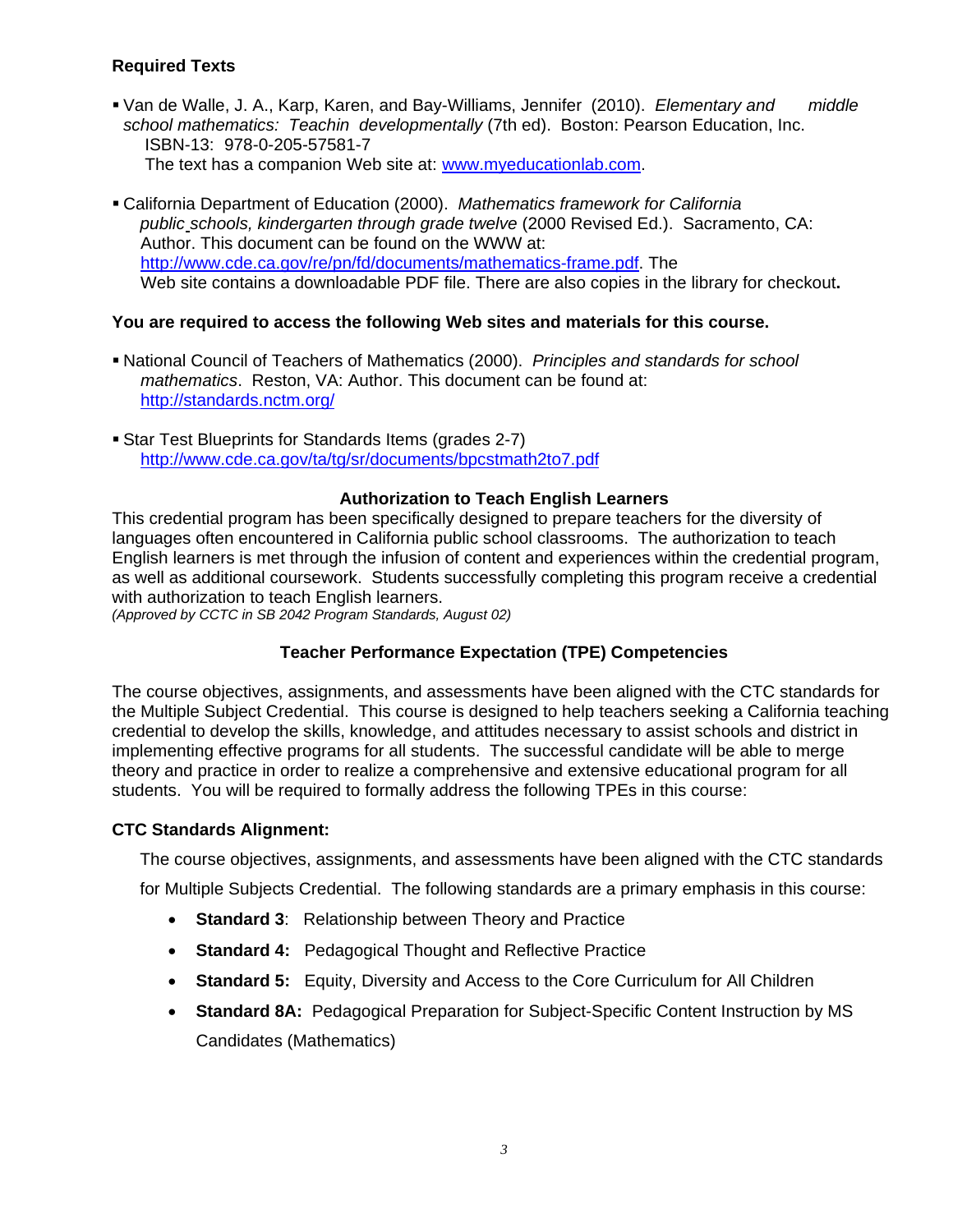**Required Texts**

- Van de Walle, J. A., Karp, Karen, and Bay-Williams, Jennifer (2010). *Elementary and middle school mathematics: Teachin developmentally* (7th ed). Boston: Pearson Education, Inc. ISBN-13: 978-0-205-57581-7
  The text has a companion Web site at: [www.myeducationlab.com](http://www.myeducationlab.com).

- California Department of Education (2000). *Mathematics framework for California public schools, kindergarten through grade twelve* (2000 Revised Ed.). Sacramento, CA: Author. This document can be found on the WWW at: [http://www.cde.ca.gov/re/pn/fd/documents/mathematics-frame.pdf](http://www.cde.ca.gov/re/pn/fd/documents/mathematics-frame.pdf). The Web site contains a downloadable PDF file. There are also copies in the library for checkout**.**

**You are required to access the following Web sites and materials for this course.**

- National Council of Teachers of Mathematics (2000). *Principles and standards for school mathematics*. Reston, VA: Author. This document can be found at: [http://standards.nctm.org/](http://standards.nctm.org/)

- Star Test Blueprints for Standards Items (grades 2-7)
  [http://www.cde.ca.gov/ta/tg/sr/documents/bpcstmath2to7.pdf](http://www.cde.ca.gov/ta/tg/sr/documents/bpcstmath2to7.pdf)

## Authorization to Teach English Learners

This credential program has been specifically designed to prepare teachers for the diversity of languages often encountered in California public school classrooms. The authorization to teach English learners is met through the infusion of content and experiences within the credential program, as well as additional coursework. Students successfully completing this program receive a credential with authorization to teach English learners.
*(Approved by CCTC in SB 2042 Program Standards, August 02)*

## Teacher Performance Expectation (TPE) Competencies

The course objectives, assignments, and assessments have been aligned with the CTC standards for the Multiple Subject Credential. This course is designed to help teachers seeking a California teaching credential to develop the skills, knowledge, and attitudes necessary to assist schools and district in implementing effective programs for all students. The successful candidate will be able to merge theory and practice in order to realize a comprehensive and extensive educational program for all students. You will be required to formally address the following TPEs in this course:

**CTC Standards Alignment:**

The course objectives, assignments, and assessments have been aligned with the CTC standards for Multiple Subjects Credential. The following standards are a primary emphasis in this course:

- **Standard 3**: Relationship between Theory and Practice
- **Standard 4:** Pedagogical Thought and Reflective Practice
- **Standard 5:** Equity, Diversity and Access to the Core Curriculum for All Children
- **Standard 8A:** Pedagogical Preparation for Subject-Specific Content Instruction by MS Candidates (Mathematics)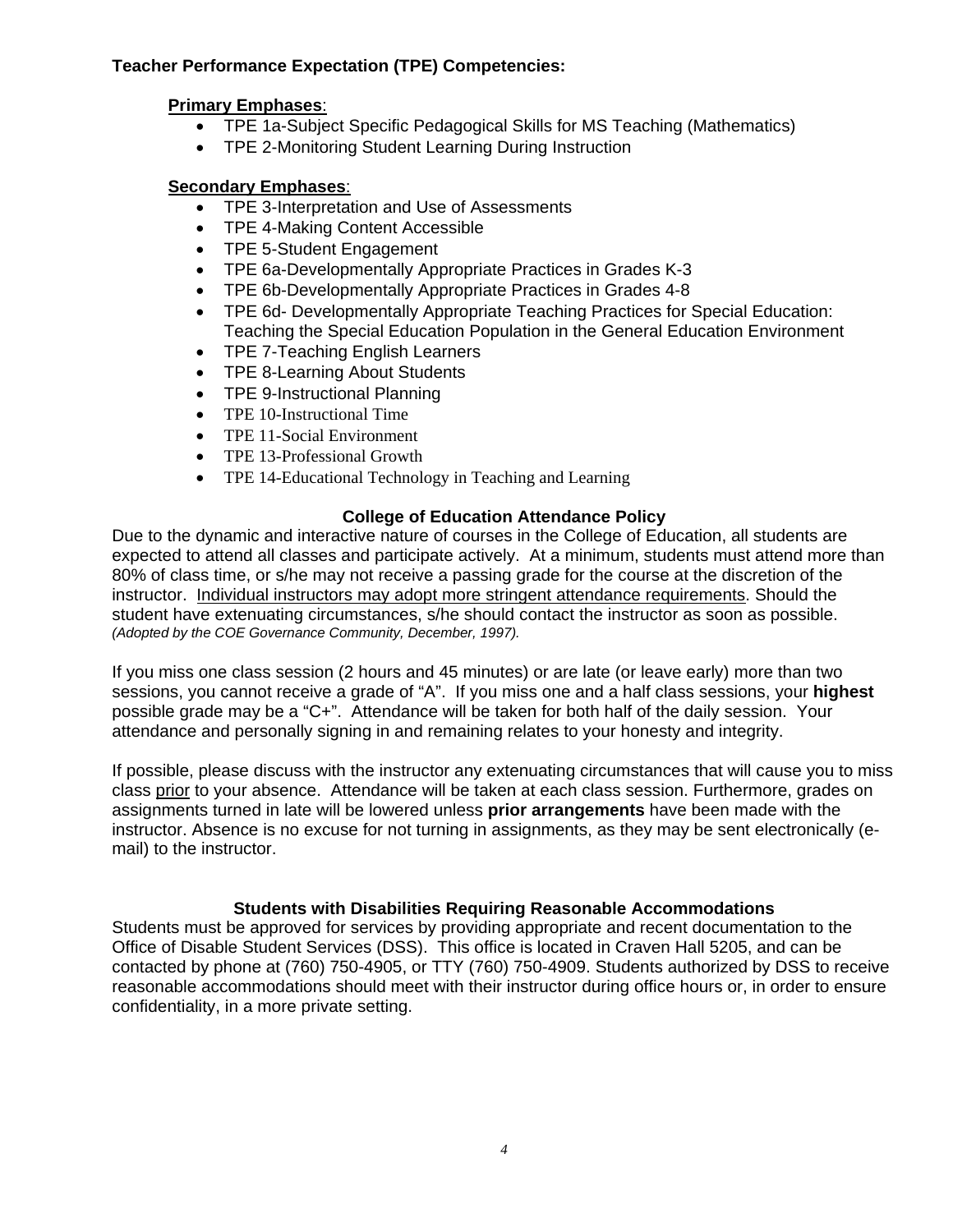**Teacher Performance Expectation (TPE) Competencies:**

**<u>Primary Emphases</u>:**

- TPE 1a-Subject Specific Pedagogical Skills for MS Teaching (Mathematics)
- TPE 2-Monitoring Student Learning During Instruction

**<u>Secondary Emphases</u>:**

- TPE 3-Interpretation and Use of Assessments
- TPE 4-Making Content Accessible
- TPE 5-Student Engagement
- TPE 6a-Developmentally Appropriate Practices in Grades K-3
- TPE 6b-Developmentally Appropriate Practices in Grades 4-8
- TPE 6d- Developmentally Appropriate Teaching Practices for Special Education: Teaching the Special Education Population in the General Education Environment
- TPE 7-Teaching English Learners
- TPE 8-Learning About Students
- TPE 9-Instructional Planning
- TPE 10-Instructional Time
- TPE 11-Social Environment
- TPE 13-Professional Growth
- TPE 14-Educational Technology in Teaching and Learning

### College of Education Attendance Policy

Due to the dynamic and interactive nature of courses in the College of Education, all students are expected to attend all classes and participate actively. At a minimum, students must attend more than 80% of class time, or s/he may not receive a passing grade for the course at the discretion of the instructor. <u>Individual instructors may adopt more stringent attendance requirements</u>. Should the student have extenuating circumstances, s/he should contact the instructor as soon as possible. *(Adopted by the COE Governance Community, December, 1997).*

If you miss one class session (2 hours and 45 minutes) or are late (or leave early) more than two sessions, you cannot receive a grade of "A". If you miss one and a half class sessions, your **highest** possible grade may be a "C+". Attendance will be taken for both half of the daily session. Your attendance and personally signing in and remaining relates to your honesty and integrity.

If possible, please discuss with the instructor any extenuating circumstances that will cause you to miss class <u>prior</u> to your absence. Attendance will be taken at each class session. Furthermore, grades on assignments turned in late will be lowered unless **prior arrangements** have been made with the instructor. Absence is no excuse for not turning in assignments, as they may be sent electronically (e-mail) to the instructor.

### Students with Disabilities Requiring Reasonable Accommodations

Students must be approved for services by providing appropriate and recent documentation to the Office of Disable Student Services (DSS). This office is located in Craven Hall 5205, and can be contacted by phone at (760) 750-4905, or TTY (760) 750-4909. Students authorized by DSS to receive reasonable accommodations should meet with their instructor during office hours or, in order to ensure confidentiality, in a more private setting.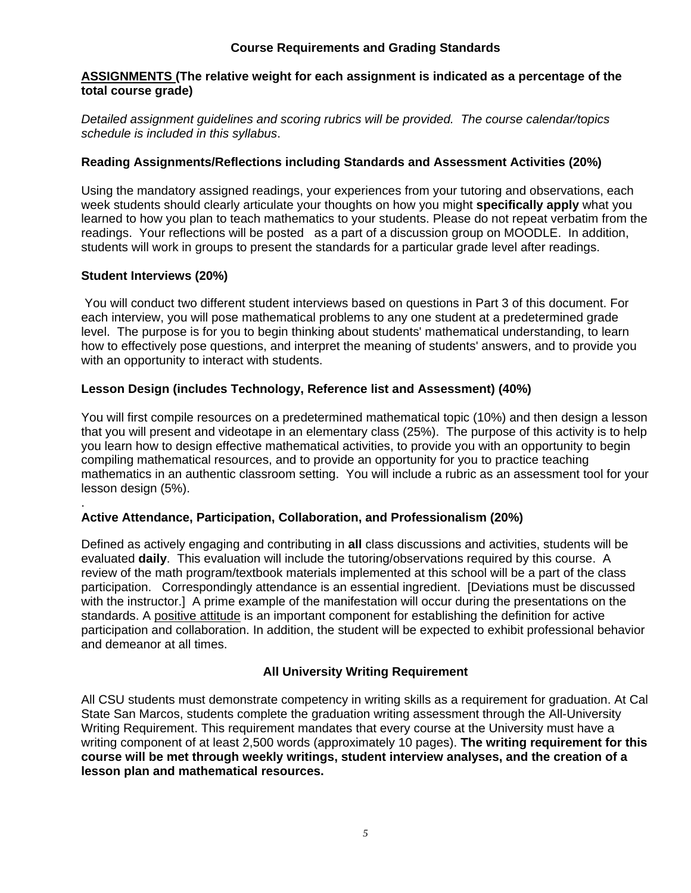## Course Requirements and Grading Standards

**<u>ASSIGNMENTS</u> (The relative weight for each assignment is indicated as a percentage of the total course grade)**

*Detailed assignment guidelines and scoring rubrics will be provided. The course calendar/topics schedule is included in this syllabus*.

### Reading Assignments/Reflections including Standards and Assessment Activities (20%)

Using the mandatory assigned readings, your experiences from your tutoring and observations, each week students should clearly articulate your thoughts on how you might **specifically apply** what you learned to how you plan to teach mathematics to your students. Please do not repeat verbatim from the readings. Your reflections will be posted as a part of a discussion group on MOODLE. In addition, students will work in groups to present the standards for a particular grade level after readings.

### Student Interviews (20%)

You will conduct two different student interviews based on questions in Part 3 of this document. For each interview, you will pose mathematical problems to any one student at a predetermined grade level. The purpose is for you to begin thinking about students' mathematical understanding, to learn how to effectively pose questions, and interpret the meaning of students' answers, and to provide you with an opportunity to interact with students.

### Lesson Design (includes Technology, Reference list and Assessment) (40%)

You will first compile resources on a predetermined mathematical topic (10%) and then design a lesson that you will present and videotape in an elementary class (25%). The purpose of this activity is to help you learn how to design effective mathematical activities, to provide you with an opportunity to begin compiling mathematical resources, and to provide an opportunity for you to practice teaching mathematics in an authentic classroom setting. You will include a rubric as an assessment tool for your lesson design (5%).

.

### Active Attendance, Participation, Collaboration, and Professionalism (20%)

Defined as actively engaging and contributing in **all** class discussions and activities, students will be evaluated **daily**. This evaluation will include the tutoring/observations required by this course. A review of the math program/textbook materials implemented at this school will be a part of the class participation. Correspondingly attendance is an essential ingredient. [Deviations must be discussed with the instructor.] A prime example of the manifestation will occur during the presentations on the standards. A <u>positive attitude</u> is an important component for establishing the definition for active participation and collaboration. In addition, the student will be expected to exhibit professional behavior and demeanor at all times.

## All University Writing Requirement

All CSU students must demonstrate competency in writing skills as a requirement for graduation. At Cal State San Marcos, students complete the graduation writing assessment through the All-University Writing Requirement. This requirement mandates that every course at the University must have a writing component of at least 2,500 words (approximately 10 pages). **The writing requirement for this course will be met through weekly writings, student interview analyses, and the creation of a lesson plan and mathematical resources.**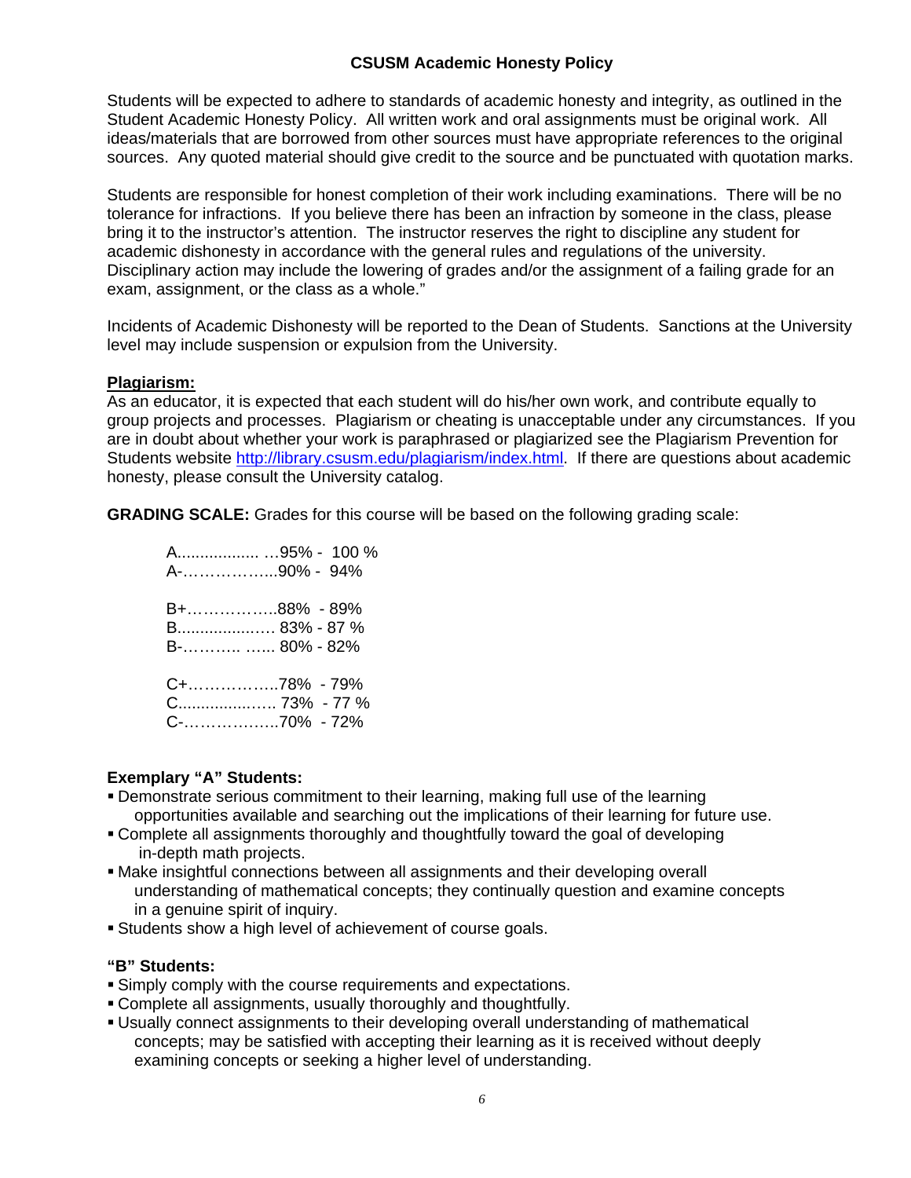## CSUSM Academic Honesty Policy

Students will be expected to adhere to standards of academic honesty and integrity, as outlined in the Student Academic Honesty Policy. All written work and oral assignments must be original work. All ideas/materials that are borrowed from other sources must have appropriate references to the original sources. Any quoted material should give credit to the source and be punctuated with quotation marks.

Students are responsible for honest completion of their work including examinations. There will be no tolerance for infractions. If you believe there has been an infraction by someone in the class, please bring it to the instructor's attention. The instructor reserves the right to discipline any student for academic dishonesty in accordance with the general rules and regulations of the university. Disciplinary action may include the lowering of grades and/or the assignment of a failing grade for an exam, assignment, or the class as a whole."

Incidents of Academic Dishonesty will be reported to the Dean of Students. Sanctions at the University level may include suspension or expulsion from the University.

**Plagiarism:**
As an educator, it is expected that each student will do his/her own work, and contribute equally to group projects and processes. Plagiarism or cheating is unacceptable under any circumstances. If you are in doubt about whether your work is paraphrased or plagiarized see the Plagiarism Prevention for Students website http://library.csusm.edu/plagiarism/index.html. If there are questions about academic honesty, please consult the University catalog.

**GRADING SCALE:** Grades for this course will be based on the following grading scale:

A.................. …95% - 100 %
A-……………...90% - 94%

B+……………..88% - 89%
B.................… 83% - 87 %
B-……….. …... 80% - 82%

C+……………..78% - 79%
C..................…. 73% - 77 %
C-……………...70% - 72%

**Exemplary "A" Students:**
- Demonstrate serious commitment to their learning, making full use of the learning opportunities available and searching out the implications of their learning for future use.
- Complete all assignments thoroughly and thoughtfully toward the goal of developing in-depth math projects.
- Make insightful connections between all assignments and their developing overall understanding of mathematical concepts; they continually question and examine concepts in a genuine spirit of inquiry.
- Students show a high level of achievement of course goals.

**"B" Students:**
- Simply comply with the course requirements and expectations.
- Complete all assignments, usually thoroughly and thoughtfully.
- Usually connect assignments to their developing overall understanding of mathematical concepts; may be satisfied with accepting their learning as it is received without deeply examining concepts or seeking a higher level of understanding.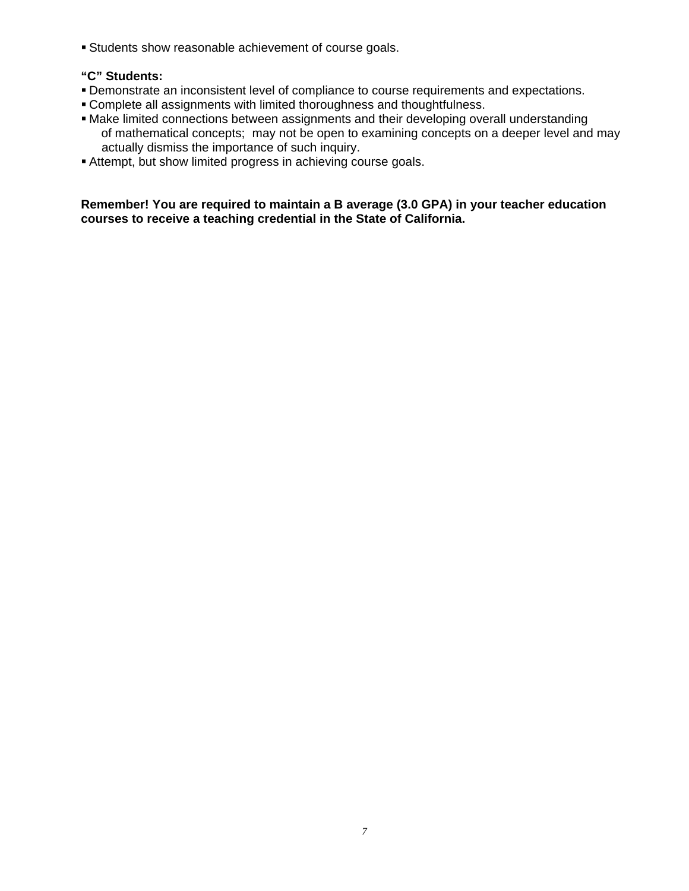- Students show reasonable achievement of course goals.

**“C” Students:**

- Demonstrate an inconsistent level of compliance to course requirements and expectations.
- Complete all assignments with limited thoroughness and thoughtfulness.
- Make limited connections between assignments and their developing overall understanding of mathematical concepts; may not be open to examining concepts on a deeper level and may actually dismiss the importance of such inquiry.
- Attempt, but show limited progress in achieving course goals.

**Remember! You are required to maintain a B average (3.0 GPA) in your teacher education courses to receive a teaching credential in the State of California.**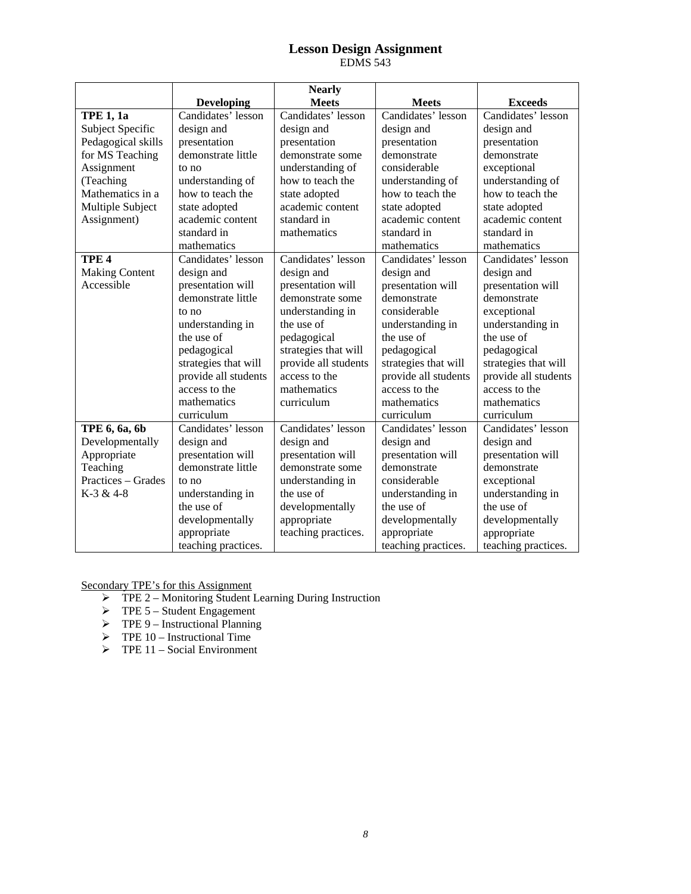# Lesson Design Assignment

EDMS 543

| | Developing | Nearly Meets | Meets | Exceeds |
|---|---|---|---|---|
| **TPE 1, 1a** Subject Specific Pedagogical skills for MS Teaching Assignment (Teaching Mathematics in a Multiple Subject Assignment) | Candidates' lesson design and presentation demonstrate little to no understanding of how to teach the state adopted academic content standard in mathematics | Candidates' lesson design and presentation demonstrate some understanding of how to teach the state adopted academic content standard in mathematics | Candidates' lesson design and presentation demonstrate considerable understanding of how to teach the state adopted academic content standard in mathematics | Candidates' lesson design and presentation demonstrate exceptional understanding of how to teach the state adopted academic content standard in mathematics |
| **TPE 4** Making Content Accessible | Candidates' lesson design and presentation will demonstrate little to no understanding in the use of pedagogical strategies that will provide all students access to the mathematics curriculum | Candidates' lesson design and presentation will demonstrate some understanding in the use of pedagogical strategies that will provide all students access to the mathematics curriculum | Candidates' lesson design and presentation will demonstrate considerable understanding in the use of pedagogical strategies that will provide all students access to the mathematics curriculum | Candidates' lesson design and presentation will demonstrate exceptional understanding in the use of pedagogical strategies that will provide all students access to the mathematics curriculum |
| **TPE 6, 6a, 6b** Developmentally Appropriate Teaching Practices – Grades K-3 & 4-8 | Candidates' lesson design and presentation will demonstrate little to no understanding in the use of developmentally appropriate teaching practices. | Candidates' lesson design and presentation will demonstrate some understanding in the use of developmentally appropriate teaching practices. | Candidates' lesson design and presentation will demonstrate considerable understanding in the use of developmentally appropriate teaching practices. | Candidates' lesson design and presentation will demonstrate exceptional understanding in the use of developmentally appropriate teaching practices. |

Secondary TPE's for this Assignment

- TPE 2 – Monitoring Student Learning During Instruction
- TPE 5 – Student Engagement
- TPE 9 – Instructional Planning
- TPE 10 – Instructional Time
- TPE 11 – Social Environment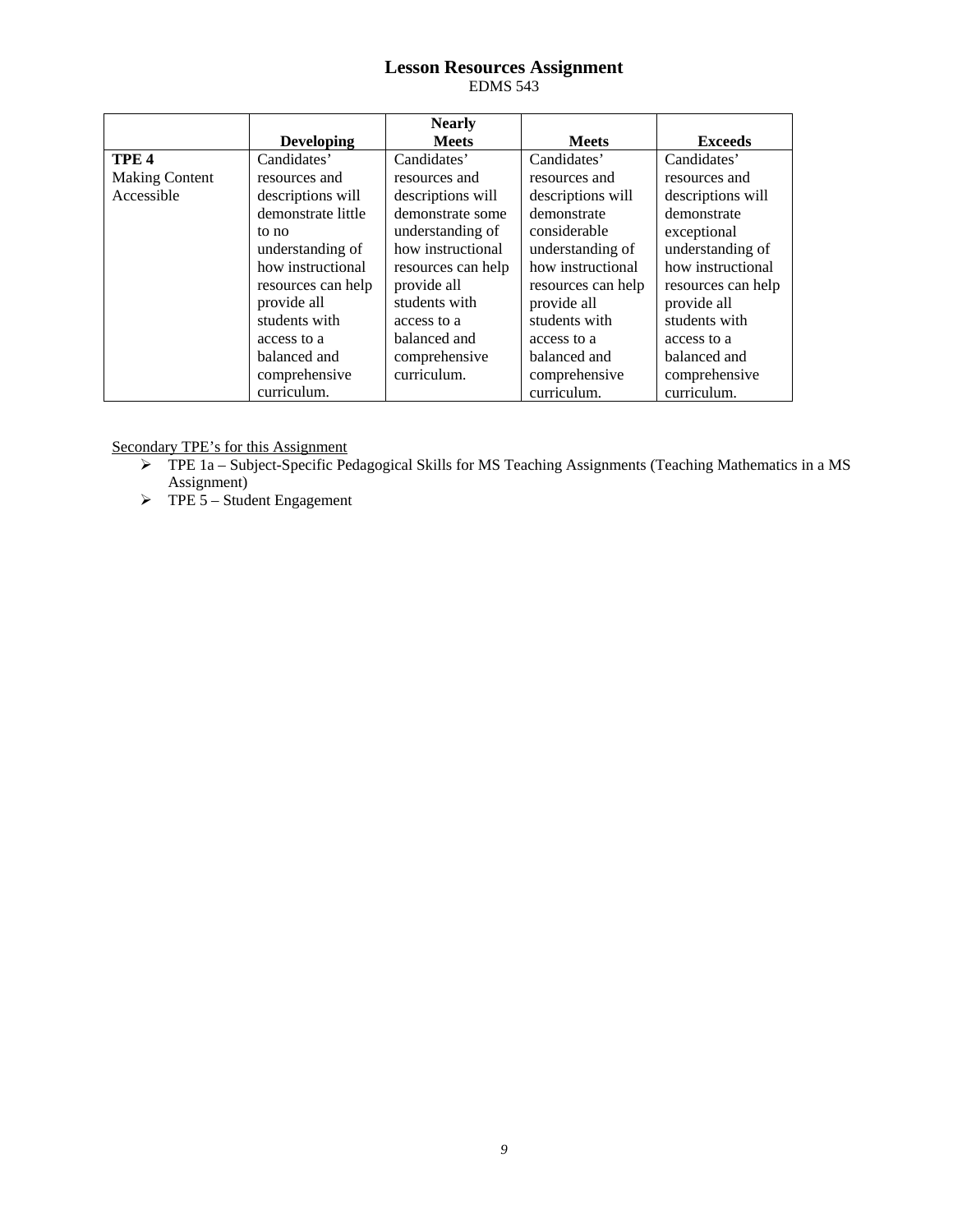## Lesson Resources Assignment

EDMS 543

| | Developing | Nearly Meets | Meets | Exceeds |
|---|---|---|---|---|
| **TPE 4** Making Content Accessible | Candidates' resources and descriptions will demonstrate little to no understanding of how instructional resources can help provide all students with access to a balanced and comprehensive curriculum. | Candidates' resources and descriptions will demonstrate some understanding of how instructional resources can help provide all students with access to a balanced and comprehensive curriculum. | Candidates' resources and descriptions will demonstrate considerable understanding of how instructional resources can help provide all students with access to a balanced and comprehensive curriculum. | Candidates' resources and descriptions will demonstrate exceptional understanding of how instructional resources can help provide all students with access to a balanced and comprehensive curriculum. |

Secondary TPE's for this Assignment

- TPE 1a – Subject-Specific Pedagogical Skills for MS Teaching Assignments (Teaching Mathematics in a MS Assignment)
- TPE 5 – Student Engagement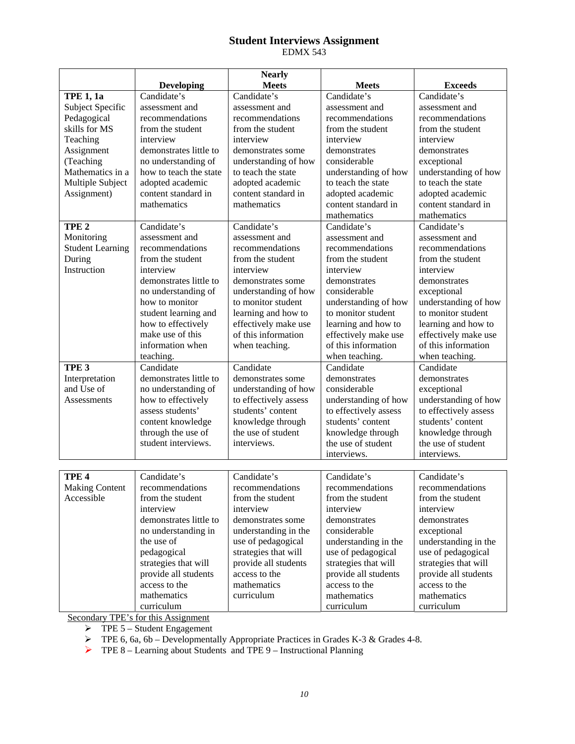# Student Interviews Assignment

EDMX 543

| | Developing | Nearly Meets | Meets | Exceeds |
|---|---|---|---|---|
| **TPE 1, 1a** Subject Specific Pedagogical skills for MS Teaching Assignment (Teaching Mathematics in a Multiple Subject Assignment) | Candidate's assessment and recommendations from the student interview demonstrates little to no understanding of how to teach the state adopted academic content standard in mathematics | Candidate's assessment and recommendations from the student interview demonstrates some understanding of how to teach the state adopted academic content standard in mathematics | Candidate's assessment and recommendations from the student interview demonstrates considerable understanding of how to teach the state adopted academic content standard in mathematics | Candidate's assessment and recommendations from the student interview demonstrates exceptional understanding of how to teach the state adopted academic content standard in mathematics |
| **TPE 2** Monitoring Student Learning During Instruction | Candidate's assessment and recommendations from the student interview demonstrates little to no understanding of how to monitor student learning and how to effectively make use of this information when teaching. | Candidate's assessment and recommendations from the student interview demonstrates some understanding of how to monitor student learning and how to effectively make use of this information when teaching. | Candidate's assessment and recommendations from the student interview demonstrates considerable understanding of how to monitor student learning and how to effectively make use of this information when teaching. | Candidate's assessment and recommendations from the student interview demonstrates exceptional understanding of how to monitor student learning and how to effectively make use of this information when teaching. |
| **TPE 3** Interpretation and Use of Assessments | Candidate demonstrates little to no understanding of how to effectively assess students' content knowledge through the use of student interviews. | Candidate demonstrates some understanding of how to effectively assess students' content knowledge through the use of student interviews. | Candidate demonstrates considerable understanding of how to effectively assess students' content knowledge through the use of student interviews. | Candidate demonstrates exceptional understanding of how to effectively assess students' content knowledge through the use of student interviews. |
| **TPE 4** Making Content Accessible | Candidate's recommendations from the student interview demonstrates little to no understanding in the use of pedagogical strategies that will provide all students access to the mathematics curriculum | Candidate's recommendations from the student interview demonstrates some understanding in the use of pedagogical strategies that will provide all students access to the mathematics curriculum | Candidate's recommendations from the student interview demonstrates considerable understanding in the use of pedagogical strategies that will provide all students access to the mathematics curriculum | Candidate's recommendations from the student interview demonstrates exceptional understanding in the use of pedagogical strategies that will provide all students access to the mathematics curriculum |

Secondary TPE's for this Assignment

- TPE 5 – Student Engagement
- TPE 6, 6a, 6b – Developmentally Appropriate Practices in Grades K-3 & Grades 4-8.
- TPE 8 – Learning about Students and TPE 9 – Instructional Planning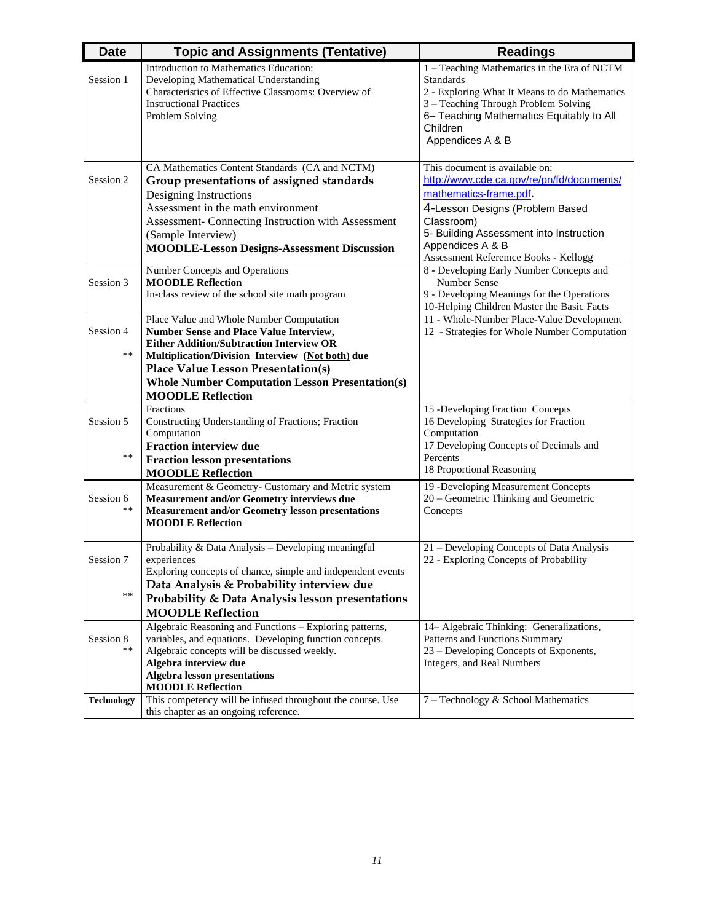| Date | Topic and Assignments (Tentative) | Readings |
|---|---|---|
| Session 1 | Introduction to Mathematics Education:<br>Developing Mathematical Understanding<br>Characteristics of Effective Classrooms: Overview of Instructional Practices<br>Problem Solving | 1 – Teaching Mathematics in the Era of NCTM Standards<br>2 - Exploring What It Means to do Mathematics<br>3 – Teaching Through Problem Solving<br>6– Teaching Mathematics Equitably to All Children<br>Appendices A & B |
| Session 2 | CA Mathematics Content Standards (CA and NCTM)<br>**Group presentations of assigned standards**<br>Designing Instructions<br>Assessment in the math environment<br>Assessment- Connecting Instruction with Assessment (Sample Interview)<br>**MOODLE-Lesson Designs-Assessment Discussion** | This document is available on: http://www.cde.ca.gov/re/pn/fd/documents/mathematics-frame.pdf.<br>4-Lesson Designs (Problem Based Classroom)<br>5- Building Assessment into Instruction<br>Appendices A & B<br>Assessment Referemce Books - Kellogg |
| Session 3 | Number Concepts and Operations<br>**MOODLE Reflection**<br>In-class review of the school site math program | 8 - Developing Early Number Concepts and Number Sense<br>9 - Developing Meanings for the Operations<br>10-Helping Children Master the Basic Facts |
| Session 4<br>** | Place Value and Whole Number Computation<br>**Number Sense and Place Value Interview,**<br>**Either Addition/Subtraction Interview OR**<br>**Multiplication/Division Interview (Not both) due**<br>**Place Value Lesson Presentation(s)**<br>**Whole Number Computation Lesson Presentation(s)**<br>**MOODLE Reflection** | 11 - Whole-Number Place-Value Development<br>12 - Strategies for Whole Number Computation |
| Session 5<br>** | Fractions<br>Constructing Understanding of Fractions; Fraction Computation<br>**Fraction interview due**<br>**Fraction lesson presentations**<br>**MOODLE Reflection** | 15 -Developing Fraction Concepts<br>16 Developing Strategies for Fraction Computation<br>17 Developing Concepts of Decimals and Percents<br>18 Proportional Reasoning |
| Session 6<br>** | Measurement & Geometry- Customary and Metric system<br>**Measurement and/or Geometry interviews due**<br>**Measurement and/or Geometry lesson presentations**<br>**MOODLE Reflection** | 19 -Developing Measurement Concepts<br>20 – Geometric Thinking and Geometric Concepts |
| Session 7<br>** | Probability & Data Analysis – Developing meaningful experiences<br>Exploring concepts of chance, simple and independent events<br>**Data Analysis & Probability interview due**<br>**Probability & Data Analysis lesson presentations**<br>**MOODLE Reflection** | 21 – Developing Concepts of Data Analysis<br>22 - Exploring Concepts of Probability |
| Session 8<br>** | Algebraic Reasoning and Functions – Exploring patterns, variables, and equations. Developing function concepts. Algebraic concepts will be discussed weekly.<br>**Algebra interview due**<br>**Algebra lesson presentations**<br>**MOODLE Reflection** | 14– Algebraic Thinking: Generalizations, Patterns and Functions Summary<br>23 – Developing Concepts of Exponents, Integers, and Real Numbers |
| **Technology** | This competency will be infused throughout the course. Use this chapter as an ongoing reference. | 7 – Technology & School Mathematics |